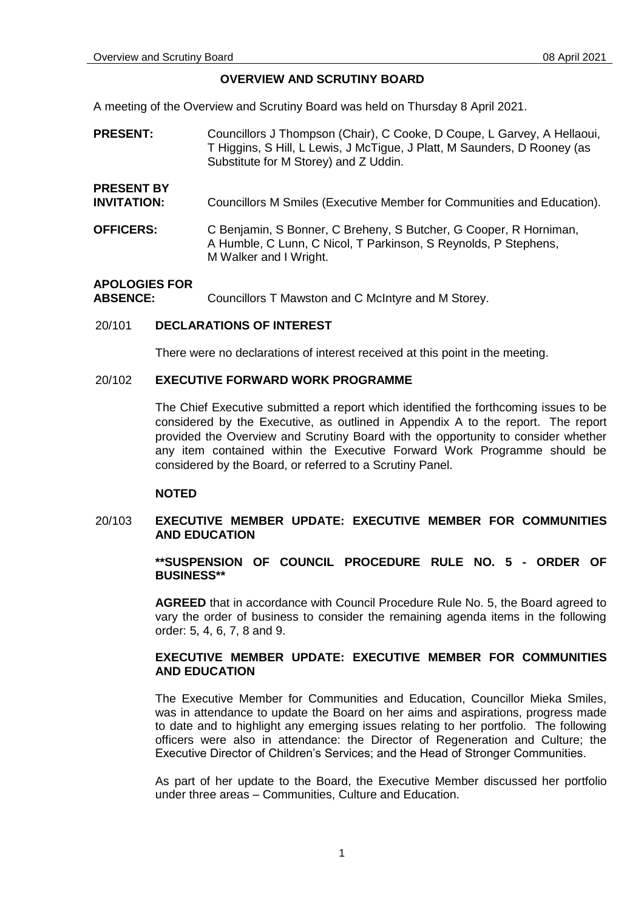# OVERVIEW AND SCRUTINY BOARD

A meeting of the Overview and Scrutiny Board was held on Thursday 8 April 2021.

**PRESENT:** Councillors J Thompson (Chair), C Cooke, D Coupe, L Garvey, A Hellaoui, T Higgins, S Hill, L Lewis, J McTigue, J Platt, M Saunders, D Rooney (as Substitute for M Storey) and Z Uddin.

**PRESENT BY INVITATION:** Councillors M Smiles (Executive Member for Communities and Education).

**OFFICERS:** C Benjamin, S Bonner, C Breheny, S Butcher, G Cooper, R Horniman, A Humble, C Lunn, C Nicol, T Parkinson, S Reynolds, P Stephens, M Walker and I Wright.

**APOLOGIES FOR ABSENCE:** Councillors T Mawston and C McIntyre and M Storey.

## 20/101 DECLARATIONS OF INTEREST

There were no declarations of interest received at this point in the meeting.

## 20/102 EXECUTIVE FORWARD WORK PROGRAMME

The Chief Executive submitted a report which identified the forthcoming issues to be considered by the Executive, as outlined in Appendix A to the report. The report provided the Overview and Scrutiny Board with the opportunity to consider whether any item contained within the Executive Forward Work Programme should be considered by the Board, or referred to a Scrutiny Panel.

**NOTED**

## 20/103 EXECUTIVE MEMBER UPDATE: EXECUTIVE MEMBER FOR COMMUNITIES AND EDUCATION

**\*\*SUSPENSION OF COUNCIL PROCEDURE RULE NO. 5 - ORDER OF BUSINESS\*\***

**AGREED** that in accordance with Council Procedure Rule No. 5, the Board agreed to vary the order of business to consider the remaining agenda items in the following order: 5, 4, 6, 7, 8 and 9.

**EXECUTIVE MEMBER UPDATE: EXECUTIVE MEMBER FOR COMMUNITIES AND EDUCATION**

The Executive Member for Communities and Education, Councillor Mieka Smiles, was in attendance to update the Board on her aims and aspirations, progress made to date and to highlight any emerging issues relating to her portfolio. The following officers were also in attendance: the Director of Regeneration and Culture; the Executive Director of Children's Services; and the Head of Stronger Communities.

As part of her update to the Board, the Executive Member discussed her portfolio under three areas – Communities, Culture and Education.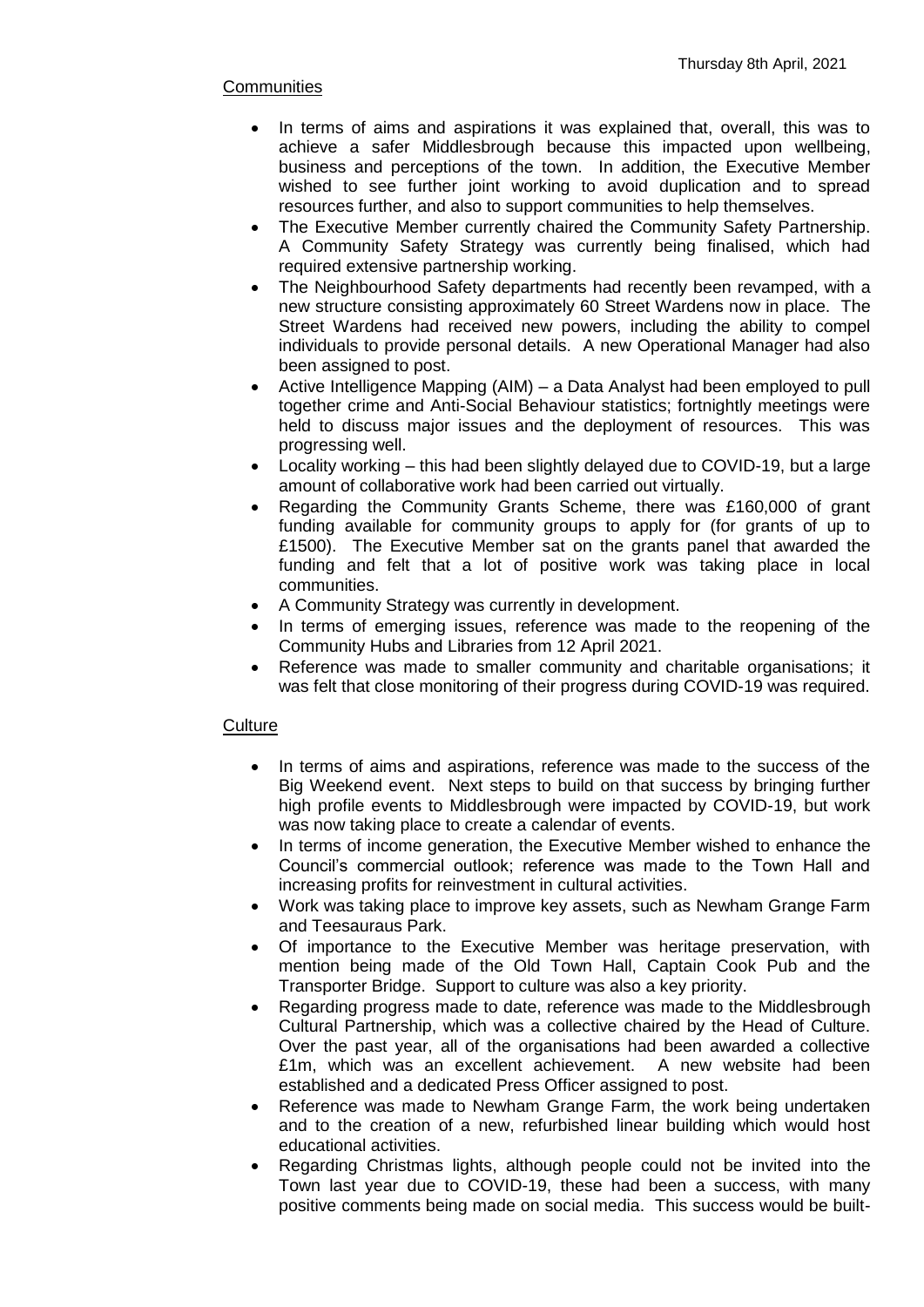## Communities

- In terms of aims and aspirations it was explained that, overall, this was to achieve a safer Middlesbrough because this impacted upon wellbeing, business and perceptions of the town. In addition, the Executive Member wished to see further joint working to avoid duplication and to spread resources further, and also to support communities to help themselves.
- The Executive Member currently chaired the Community Safety Partnership. A Community Safety Strategy was currently being finalised, which had required extensive partnership working.
- The Neighbourhood Safety departments had recently been revamped, with a new structure consisting approximately 60 Street Wardens now in place. The Street Wardens had received new powers, including the ability to compel individuals to provide personal details. A new Operational Manager had also been assigned to post.
- Active Intelligence Mapping (AIM) – a Data Analyst had been employed to pull together crime and Anti-Social Behaviour statistics; fortnightly meetings were held to discuss major issues and the deployment of resources. This was progressing well.
- Locality working – this had been slightly delayed due to COVID-19, but a large amount of collaborative work had been carried out virtually.
- Regarding the Community Grants Scheme, there was £160,000 of grant funding available for community groups to apply for (for grants of up to £1500). The Executive Member sat on the grants panel that awarded the funding and felt that a lot of positive work was taking place in local communities.
- A Community Strategy was currently in development.
- In terms of emerging issues, reference was made to the reopening of the Community Hubs and Libraries from 12 April 2021.
- Reference was made to smaller community and charitable organisations; it was felt that close monitoring of their progress during COVID-19 was required.

## Culture

- In terms of aims and aspirations, reference was made to the success of the Big Weekend event. Next steps to build on that success by bringing further high profile events to Middlesbrough were impacted by COVID-19, but work was now taking place to create a calendar of events.
- In terms of income generation, the Executive Member wished to enhance the Council's commercial outlook; reference was made to the Town Hall and increasing profits for reinvestment in cultural activities.
- Work was taking place to improve key assets, such as Newham Grange Farm and Teesauraus Park.
- Of importance to the Executive Member was heritage preservation, with mention being made of the Old Town Hall, Captain Cook Pub and the Transporter Bridge. Support to culture was also a key priority.
- Regarding progress made to date, reference was made to the Middlesbrough Cultural Partnership, which was a collective chaired by the Head of Culture. Over the past year, all of the organisations had been awarded a collective £1m, which was an excellent achievement. A new website had been established and a dedicated Press Officer assigned to post.
- Reference was made to Newham Grange Farm, the work being undertaken and to the creation of a new, refurbished linear building which would host educational activities.
- Regarding Christmas lights, although people could not be invited into the Town last year due to COVID-19, these had been a success, with many positive comments being made on social media. This success would be built-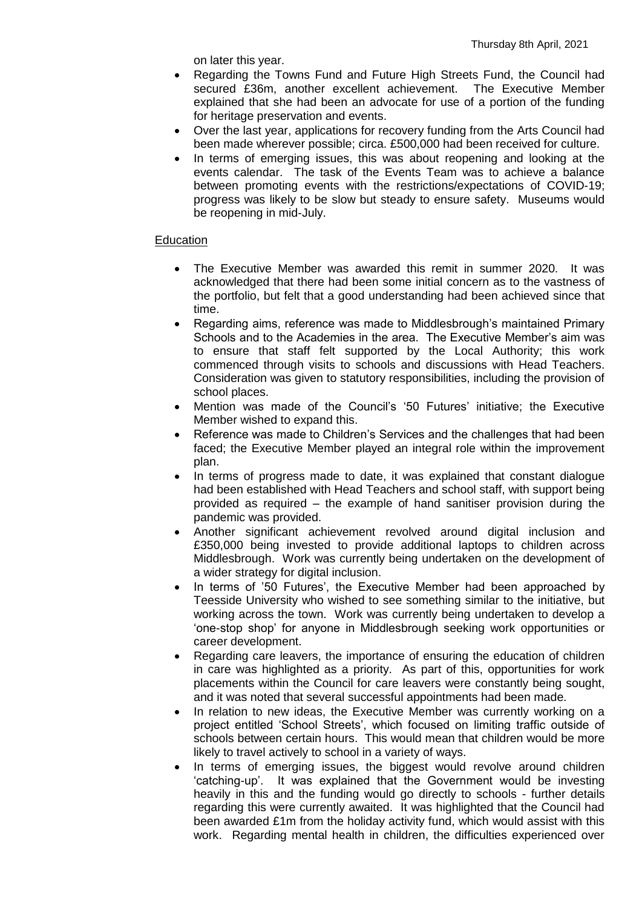on later this year.

- Regarding the Towns Fund and Future High Streets Fund, the Council had secured £36m, another excellent achievement. The Executive Member explained that she had been an advocate for use of a portion of the funding for heritage preservation and events.
- Over the last year, applications for recovery funding from the Arts Council had been made wherever possible; circa. £500,000 had been received for culture.
- In terms of emerging issues, this was about reopening and looking at the events calendar. The task of the Events Team was to achieve a balance between promoting events with the restrictions/expectations of COVID-19; progress was likely to be slow but steady to ensure safety. Museums would be reopening in mid-July.

Education

- The Executive Member was awarded this remit in summer 2020. It was acknowledged that there had been some initial concern as to the vastness of the portfolio, but felt that a good understanding had been achieved since that time.
- Regarding aims, reference was made to Middlesbrough's maintained Primary Schools and to the Academies in the area. The Executive Member's aim was to ensure that staff felt supported by the Local Authority; this work commenced through visits to schools and discussions with Head Teachers. Consideration was given to statutory responsibilities, including the provision of school places.
- Mention was made of the Council's '50 Futures' initiative; the Executive Member wished to expand this.
- Reference was made to Children's Services and the challenges that had been faced; the Executive Member played an integral role within the improvement plan.
- In terms of progress made to date, it was explained that constant dialogue had been established with Head Teachers and school staff, with support being provided as required – the example of hand sanitiser provision during the pandemic was provided.
- Another significant achievement revolved around digital inclusion and £350,000 being invested to provide additional laptops to children across Middlesbrough. Work was currently being undertaken on the development of a wider strategy for digital inclusion.
- In terms of '50 Futures', the Executive Member had been approached by Teesside University who wished to see something similar to the initiative, but working across the town. Work was currently being undertaken to develop a 'one-stop shop' for anyone in Middlesbrough seeking work opportunities or career development.
- Regarding care leavers, the importance of ensuring the education of children in care was highlighted as a priority. As part of this, opportunities for work placements within the Council for care leavers were constantly being sought, and it was noted that several successful appointments had been made.
- In relation to new ideas, the Executive Member was currently working on a project entitled 'School Streets', which focused on limiting traffic outside of schools between certain hours. This would mean that children would be more likely to travel actively to school in a variety of ways.
- In terms of emerging issues, the biggest would revolve around children 'catching-up'. It was explained that the Government would be investing heavily in this and the funding would go directly to schools - further details regarding this were currently awaited. It was highlighted that the Council had been awarded £1m from the holiday activity fund, which would assist with this work. Regarding mental health in children, the difficulties experienced over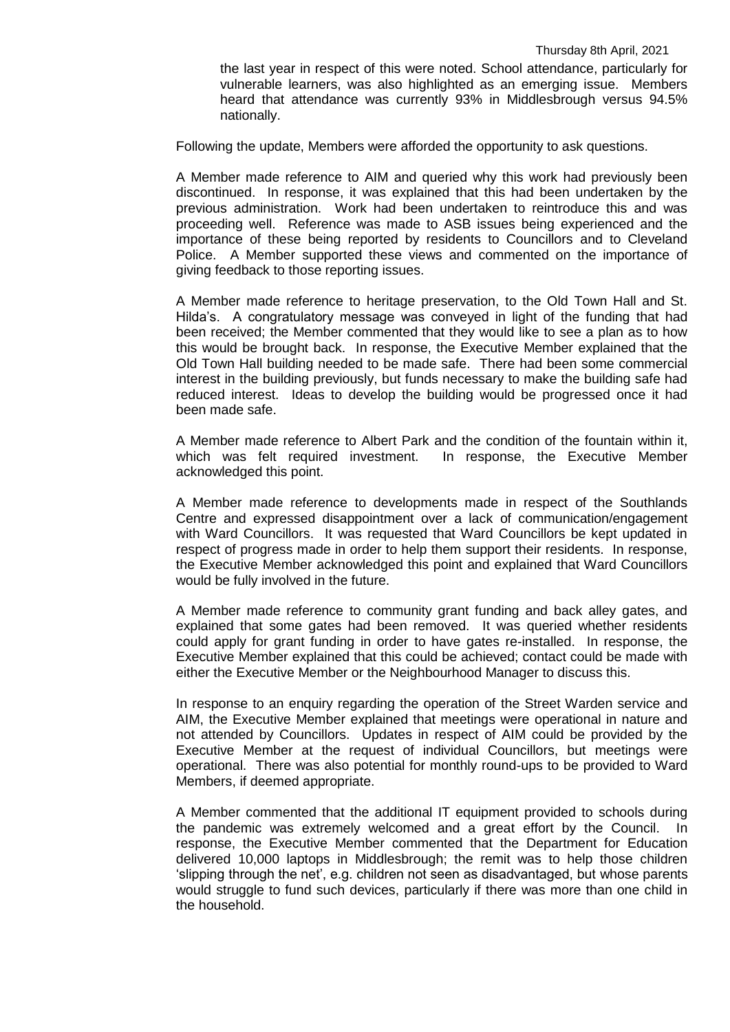the last year in respect of this were noted. School attendance, particularly for vulnerable learners, was also highlighted as an emerging issue. Members heard that attendance was currently 93% in Middlesbrough versus 94.5% nationally.

Following the update, Members were afforded the opportunity to ask questions.

A Member made reference to AIM and queried why this work had previously been discontinued. In response, it was explained that this had been undertaken by the previous administration. Work had been undertaken to reintroduce this and was proceeding well. Reference was made to ASB issues being experienced and the importance of these being reported by residents to Councillors and to Cleveland Police. A Member supported these views and commented on the importance of giving feedback to those reporting issues.

A Member made reference to heritage preservation, to the Old Town Hall and St. Hilda's. A congratulatory message was conveyed in light of the funding that had been received; the Member commented that they would like to see a plan as to how this would be brought back. In response, the Executive Member explained that the Old Town Hall building needed to be made safe. There had been some commercial interest in the building previously, but funds necessary to make the building safe had reduced interest. Ideas to develop the building would be progressed once it had been made safe.

A Member made reference to Albert Park and the condition of the fountain within it, which was felt required investment. In response, the Executive Member acknowledged this point.

A Member made reference to developments made in respect of the Southlands Centre and expressed disappointment over a lack of communication/engagement with Ward Councillors. It was requested that Ward Councillors be kept updated in respect of progress made in order to help them support their residents. In response, the Executive Member acknowledged this point and explained that Ward Councillors would be fully involved in the future.

A Member made reference to community grant funding and back alley gates, and explained that some gates had been removed. It was queried whether residents could apply for grant funding in order to have gates re-installed. In response, the Executive Member explained that this could be achieved; contact could be made with either the Executive Member or the Neighbourhood Manager to discuss this.

In response to an enquiry regarding the operation of the Street Warden service and AIM, the Executive Member explained that meetings were operational in nature and not attended by Councillors. Updates in respect of AIM could be provided by the Executive Member at the request of individual Councillors, but meetings were operational. There was also potential for monthly round-ups to be provided to Ward Members, if deemed appropriate.

A Member commented that the additional IT equipment provided to schools during the pandemic was extremely welcomed and a great effort by the Council. In response, the Executive Member commented that the Department for Education delivered 10,000 laptops in Middlesbrough; the remit was to help those children 'slipping through the net', e.g. children not seen as disadvantaged, but whose parents would struggle to fund such devices, particularly if there was more than one child in the household.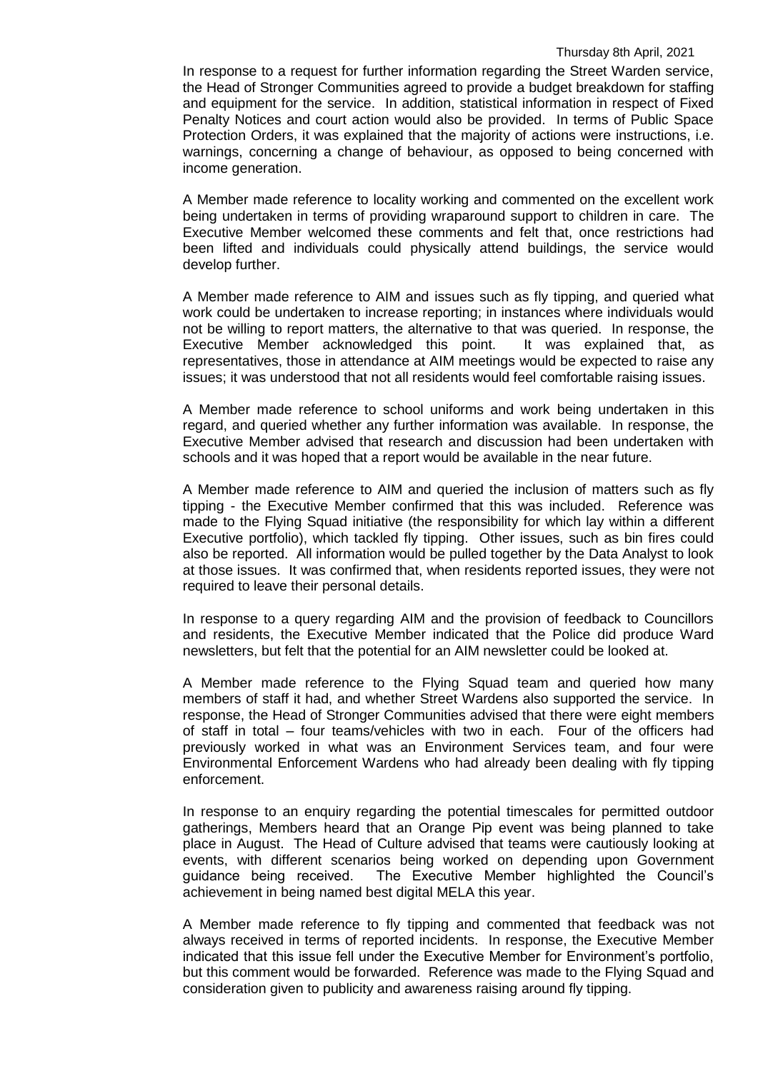In response to a request for further information regarding the Street Warden service, the Head of Stronger Communities agreed to provide a budget breakdown for staffing and equipment for the service. In addition, statistical information in respect of Fixed Penalty Notices and court action would also be provided. In terms of Public Space Protection Orders, it was explained that the majority of actions were instructions, i.e. warnings, concerning a change of behaviour, as opposed to being concerned with income generation.

A Member made reference to locality working and commented on the excellent work being undertaken in terms of providing wraparound support to children in care. The Executive Member welcomed these comments and felt that, once restrictions had been lifted and individuals could physically attend buildings, the service would develop further.

A Member made reference to AIM and issues such as fly tipping, and queried what work could be undertaken to increase reporting; in instances where individuals would not be willing to report matters, the alternative to that was queried. In response, the Executive Member acknowledged this point. It was explained that, as representatives, those in attendance at AIM meetings would be expected to raise any issues; it was understood that not all residents would feel comfortable raising issues.

A Member made reference to school uniforms and work being undertaken in this regard, and queried whether any further information was available. In response, the Executive Member advised that research and discussion had been undertaken with schools and it was hoped that a report would be available in the near future.

A Member made reference to AIM and queried the inclusion of matters such as fly tipping - the Executive Member confirmed that this was included. Reference was made to the Flying Squad initiative (the responsibility for which lay within a different Executive portfolio), which tackled fly tipping. Other issues, such as bin fires could also be reported. All information would be pulled together by the Data Analyst to look at those issues. It was confirmed that, when residents reported issues, they were not required to leave their personal details.

In response to a query regarding AIM and the provision of feedback to Councillors and residents, the Executive Member indicated that the Police did produce Ward newsletters, but felt that the potential for an AIM newsletter could be looked at.

A Member made reference to the Flying Squad team and queried how many members of staff it had, and whether Street Wardens also supported the service. In response, the Head of Stronger Communities advised that there were eight members of staff in total – four teams/vehicles with two in each. Four of the officers had previously worked in what was an Environment Services team, and four were Environmental Enforcement Wardens who had already been dealing with fly tipping enforcement.

In response to an enquiry regarding the potential timescales for permitted outdoor gatherings, Members heard that an Orange Pip event was being planned to take place in August. The Head of Culture advised that teams were cautiously looking at events, with different scenarios being worked on depending upon Government guidance being received. The Executive Member highlighted the Council's achievement in being named best digital MELA this year.

A Member made reference to fly tipping and commented that feedback was not always received in terms of reported incidents. In response, the Executive Member indicated that this issue fell under the Executive Member for Environment's portfolio, but this comment would be forwarded. Reference was made to the Flying Squad and consideration given to publicity and awareness raising around fly tipping.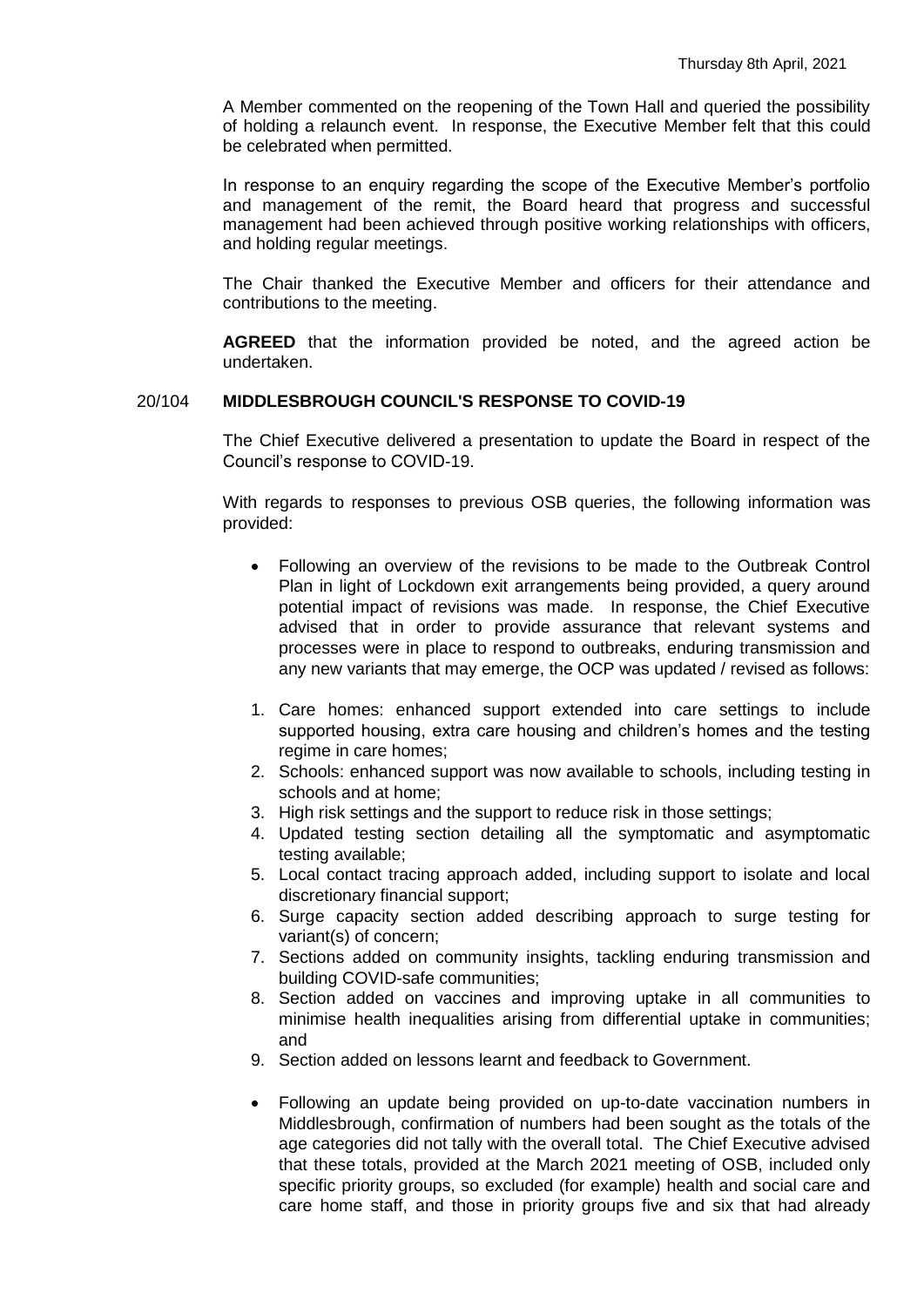A Member commented on the reopening of the Town Hall and queried the possibility of holding a relaunch event. In response, the Executive Member felt that this could be celebrated when permitted.

In response to an enquiry regarding the scope of the Executive Member's portfolio and management of the remit, the Board heard that progress and successful management had been achieved through positive working relationships with officers, and holding regular meetings.

The Chair thanked the Executive Member and officers for their attendance and contributions to the meeting.

**AGREED** that the information provided be noted, and the agreed action be undertaken.

## 20/104 MIDDLESBROUGH COUNCIL'S RESPONSE TO COVID-19

The Chief Executive delivered a presentation to update the Board in respect of the Council's response to COVID-19.

With regards to responses to previous OSB queries, the following information was provided:

- Following an overview of the revisions to be made to the Outbreak Control Plan in light of Lockdown exit arrangements being provided, a query around potential impact of revisions was made. In response, the Chief Executive advised that in order to provide assurance that relevant systems and processes were in place to respond to outbreaks, enduring transmission and any new variants that may emerge, the OCP was updated / revised as follows:

1. Care homes: enhanced support extended into care settings to include supported housing, extra care housing and children's homes and the testing regime in care homes;
2. Schools: enhanced support was now available to schools, including testing in schools and at home;
3. High risk settings and the support to reduce risk in those settings;
4. Updated testing section detailing all the symptomatic and asymptomatic testing available;
5. Local contact tracing approach added, including support to isolate and local discretionary financial support;
6. Surge capacity section added describing approach to surge testing for variant(s) of concern;
7. Sections added on community insights, tackling enduring transmission and building COVID-safe communities;
8. Section added on vaccines and improving uptake in all communities to minimise health inequalities arising from differential uptake in communities; and
9. Section added on lessons learnt and feedback to Government.

- Following an update being provided on up-to-date vaccination numbers in Middlesbrough, confirmation of numbers had been sought as the totals of the age categories did not tally with the overall total. The Chief Executive advised that these totals, provided at the March 2021 meeting of OSB, included only specific priority groups, so excluded (for example) health and social care and care home staff, and those in priority groups five and six that had already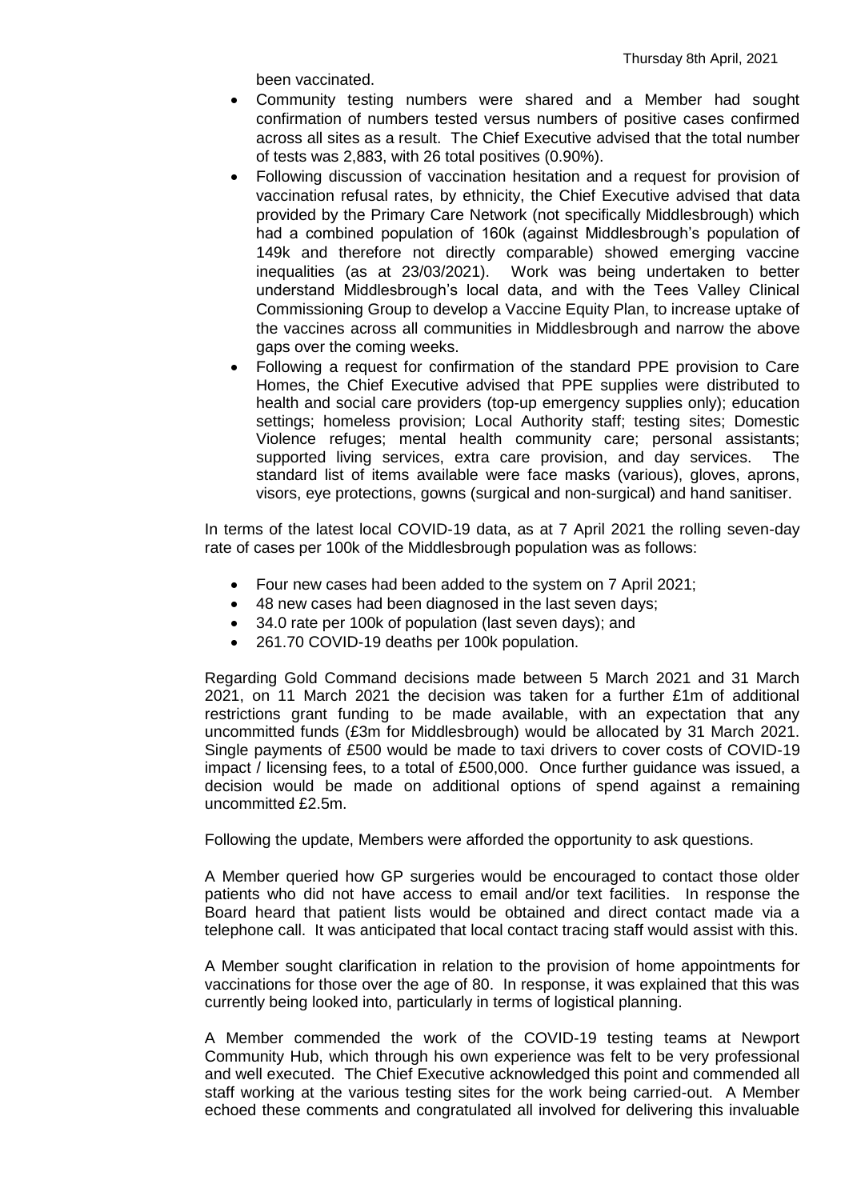been vaccinated.

- Community testing numbers were shared and a Member had sought confirmation of numbers tested versus numbers of positive cases confirmed across all sites as a result. The Chief Executive advised that the total number of tests was 2,883, with 26 total positives (0.90%).
- Following discussion of vaccination hesitation and a request for provision of vaccination refusal rates, by ethnicity, the Chief Executive advised that data provided by the Primary Care Network (not specifically Middlesbrough) which had a combined population of 160k (against Middlesbrough's population of 149k and therefore not directly comparable) showed emerging vaccine inequalities (as at 23/03/2021). Work was being undertaken to better understand Middlesbrough's local data, and with the Tees Valley Clinical Commissioning Group to develop a Vaccine Equity Plan, to increase uptake of the vaccines across all communities in Middlesbrough and narrow the above gaps over the coming weeks.
- Following a request for confirmation of the standard PPE provision to Care Homes, the Chief Executive advised that PPE supplies were distributed to health and social care providers (top-up emergency supplies only); education settings; homeless provision; Local Authority staff; testing sites; Domestic Violence refuges; mental health community care; personal assistants; supported living services, extra care provision, and day services. The standard list of items available were face masks (various), gloves, aprons, visors, eye protections, gowns (surgical and non-surgical) and hand sanitiser.

In terms of the latest local COVID-19 data, as at 7 April 2021 the rolling seven-day rate of cases per 100k of the Middlesbrough population was as follows:

- Four new cases had been added to the system on 7 April 2021;
- 48 new cases had been diagnosed in the last seven days;
- 34.0 rate per 100k of population (last seven days); and
- 261.70 COVID-19 deaths per 100k population.

Regarding Gold Command decisions made between 5 March 2021 and 31 March 2021, on 11 March 2021 the decision was taken for a further £1m of additional restrictions grant funding to be made available, with an expectation that any uncommitted funds (£3m for Middlesbrough) would be allocated by 31 March 2021. Single payments of £500 would be made to taxi drivers to cover costs of COVID-19 impact / licensing fees, to a total of £500,000. Once further guidance was issued, a decision would be made on additional options of spend against a remaining uncommitted £2.5m.

Following the update, Members were afforded the opportunity to ask questions.

A Member queried how GP surgeries would be encouraged to contact those older patients who did not have access to email and/or text facilities. In response the Board heard that patient lists would be obtained and direct contact made via a telephone call. It was anticipated that local contact tracing staff would assist with this.

A Member sought clarification in relation to the provision of home appointments for vaccinations for those over the age of 80. In response, it was explained that this was currently being looked into, particularly in terms of logistical planning.

A Member commended the work of the COVID-19 testing teams at Newport Community Hub, which through his own experience was felt to be very professional and well executed. The Chief Executive acknowledged this point and commended all staff working at the various testing sites for the work being carried-out. A Member echoed these comments and congratulated all involved for delivering this invaluable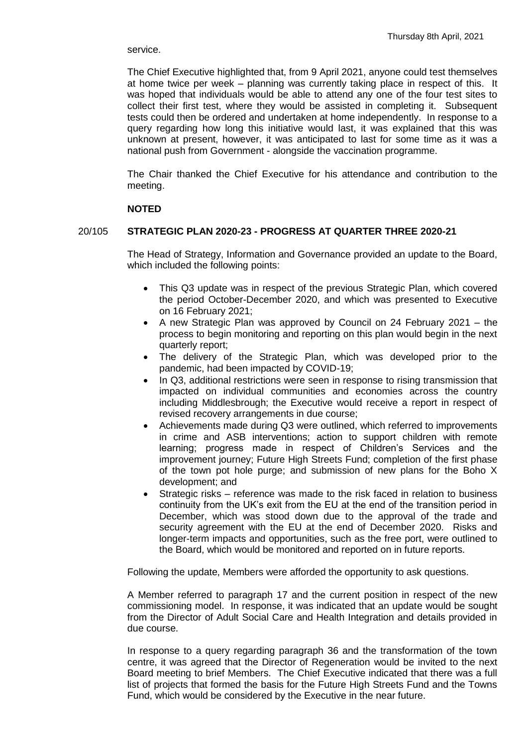service.

The Chief Executive highlighted that, from 9 April 2021, anyone could test themselves at home twice per week – planning was currently taking place in respect of this. It was hoped that individuals would be able to attend any one of the four test sites to collect their first test, where they would be assisted in completing it. Subsequent tests could then be ordered and undertaken at home independently. In response to a query regarding how long this initiative would last, it was explained that this was unknown at present, however, it was anticipated to last for some time as it was a national push from Government - alongside the vaccination programme.

The Chair thanked the Chief Executive for his attendance and contribution to the meeting.

**NOTED**

## 20/105 STRATEGIC PLAN 2020-23 - PROGRESS AT QUARTER THREE 2020-21

The Head of Strategy, Information and Governance provided an update to the Board, which included the following points:

- This Q3 update was in respect of the previous Strategic Plan, which covered the period October-December 2020, and which was presented to Executive on 16 February 2021;
- A new Strategic Plan was approved by Council on 24 February 2021 – the process to begin monitoring and reporting on this plan would begin in the next quarterly report;
- The delivery of the Strategic Plan, which was developed prior to the pandemic, had been impacted by COVID-19;
- In Q3, additional restrictions were seen in response to rising transmission that impacted on individual communities and economies across the country including Middlesbrough; the Executive would receive a report in respect of revised recovery arrangements in due course;
- Achievements made during Q3 were outlined, which referred to improvements in crime and ASB interventions; action to support children with remote learning; progress made in respect of Children's Services and the improvement journey; Future High Streets Fund; completion of the first phase of the town pot hole purge; and submission of new plans for the Boho X development; and
- Strategic risks – reference was made to the risk faced in relation to business continuity from the UK's exit from the EU at the end of the transition period in December, which was stood down due to the approval of the trade and security agreement with the EU at the end of December 2020. Risks and longer-term impacts and opportunities, such as the free port, were outlined to the Board, which would be monitored and reported on in future reports.

Following the update, Members were afforded the opportunity to ask questions.

A Member referred to paragraph 17 and the current position in respect of the new commissioning model. In response, it was indicated that an update would be sought from the Director of Adult Social Care and Health Integration and details provided in due course.

In response to a query regarding paragraph 36 and the transformation of the town centre, it was agreed that the Director of Regeneration would be invited to the next Board meeting to brief Members. The Chief Executive indicated that there was a full list of projects that formed the basis for the Future High Streets Fund and the Towns Fund, which would be considered by the Executive in the near future.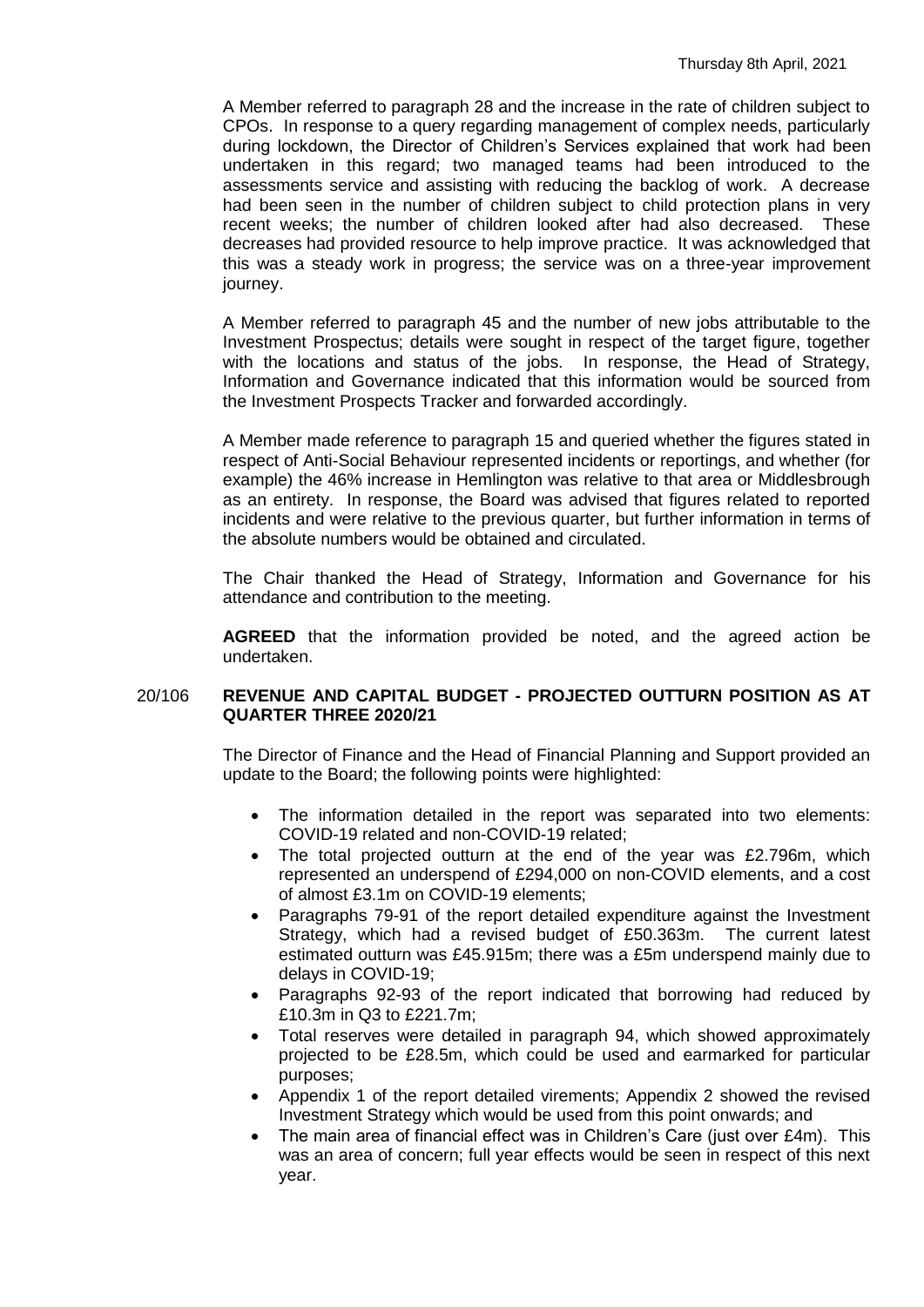A Member referred to paragraph 28 and the increase in the rate of children subject to CPOs. In response to a query regarding management of complex needs, particularly during lockdown, the Director of Children's Services explained that work had been undertaken in this regard; two managed teams had been introduced to the assessments service and assisting with reducing the backlog of work. A decrease had been seen in the number of children subject to child protection plans in very recent weeks; the number of children looked after had also decreased. These decreases had provided resource to help improve practice. It was acknowledged that this was a steady work in progress; the service was on a three-year improvement journey.

A Member referred to paragraph 45 and the number of new jobs attributable to the Investment Prospectus; details were sought in respect of the target figure, together with the locations and status of the jobs. In response, the Head of Strategy, Information and Governance indicated that this information would be sourced from the Investment Prospects Tracker and forwarded accordingly.

A Member made reference to paragraph 15 and queried whether the figures stated in respect of Anti-Social Behaviour represented incidents or reportings, and whether (for example) the 46% increase in Hemlington was relative to that area or Middlesbrough as an entirety. In response, the Board was advised that figures related to reported incidents and were relative to the previous quarter, but further information in terms of the absolute numbers would be obtained and circulated.

The Chair thanked the Head of Strategy, Information and Governance for his attendance and contribution to the meeting.

**AGREED** that the information provided be noted, and the agreed action be undertaken.

20/106 **REVENUE AND CAPITAL BUDGET - PROJECTED OUTTURN POSITION AS AT QUARTER THREE 2020/21**

The Director of Finance and the Head of Financial Planning and Support provided an update to the Board; the following points were highlighted:

- The information detailed in the report was separated into two elements: COVID-19 related and non-COVID-19 related;
- The total projected outturn at the end of the year was £2.796m, which represented an underspend of £294,000 on non-COVID elements, and a cost of almost £3.1m on COVID-19 elements;
- Paragraphs 79-91 of the report detailed expenditure against the Investment Strategy, which had a revised budget of £50.363m. The current latest estimated outturn was £45.915m; there was a £5m underspend mainly due to delays in COVID-19;
- Paragraphs 92-93 of the report indicated that borrowing had reduced by £10.3m in Q3 to £221.7m;
- Total reserves were detailed in paragraph 94, which showed approximately projected to be £28.5m, which could be used and earmarked for particular purposes;
- Appendix 1 of the report detailed virements; Appendix 2 showed the revised Investment Strategy which would be used from this point onwards; and
- The main area of financial effect was in Children's Care (just over £4m). This was an area of concern; full year effects would be seen in respect of this next year.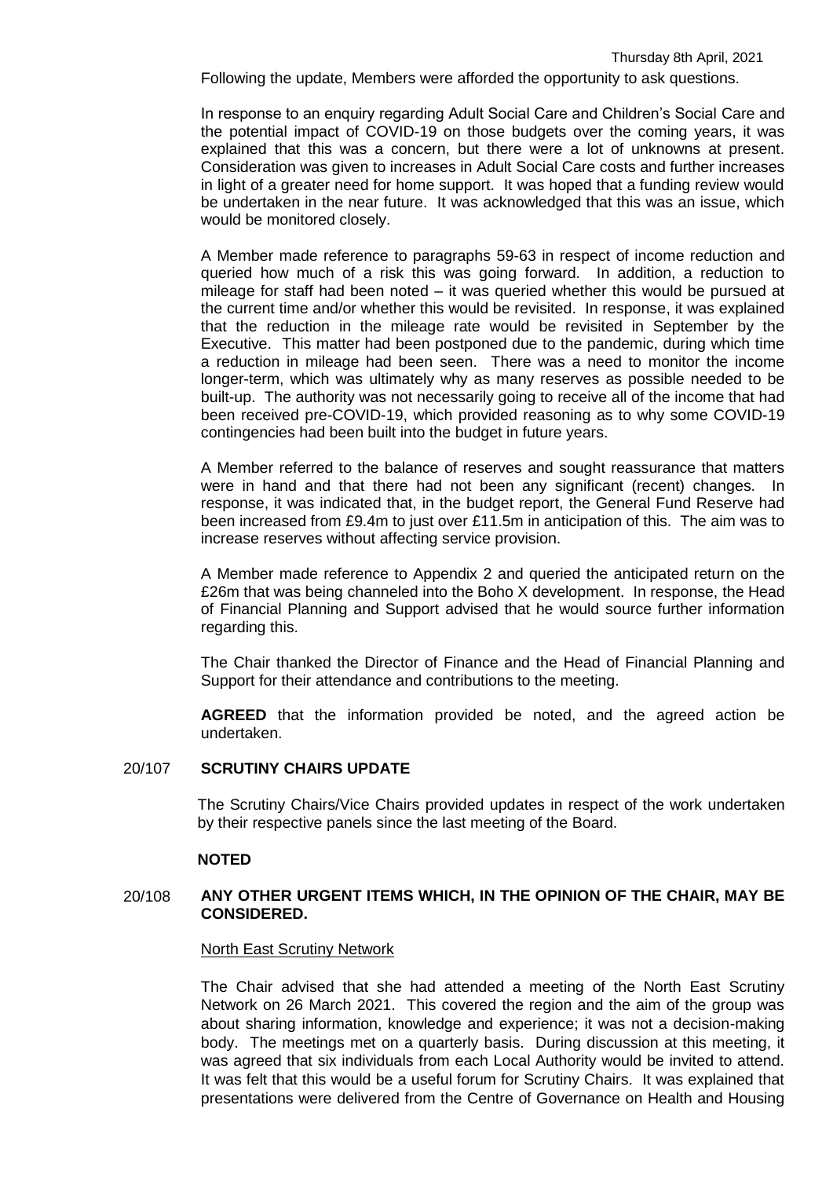Following the update, Members were afforded the opportunity to ask questions.

In response to an enquiry regarding Adult Social Care and Children's Social Care and the potential impact of COVID-19 on those budgets over the coming years, it was explained that this was a concern, but there were a lot of unknowns at present. Consideration was given to increases in Adult Social Care costs and further increases in light of a greater need for home support. It was hoped that a funding review would be undertaken in the near future. It was acknowledged that this was an issue, which would be monitored closely.

A Member made reference to paragraphs 59-63 in respect of income reduction and queried how much of a risk this was going forward. In addition, a reduction to mileage for staff had been noted – it was queried whether this would be pursued at the current time and/or whether this would be revisited. In response, it was explained that the reduction in the mileage rate would be revisited in September by the Executive. This matter had been postponed due to the pandemic, during which time a reduction in mileage had been seen. There was a need to monitor the income longer-term, which was ultimately why as many reserves as possible needed to be built-up. The authority was not necessarily going to receive all of the income that had been received pre-COVID-19, which provided reasoning as to why some COVID-19 contingencies had been built into the budget in future years.

A Member referred to the balance of reserves and sought reassurance that matters were in hand and that there had not been any significant (recent) changes. In response, it was indicated that, in the budget report, the General Fund Reserve had been increased from £9.4m to just over £11.5m in anticipation of this. The aim was to increase reserves without affecting service provision.

A Member made reference to Appendix 2 and queried the anticipated return on the £26m that was being channeled into the Boho X development. In response, the Head of Financial Planning and Support advised that he would source further information regarding this.

The Chair thanked the Director of Finance and the Head of Financial Planning and Support for their attendance and contributions to the meeting.

**AGREED** that the information provided be noted, and the agreed action be undertaken.

## 20/107 SCRUTINY CHAIRS UPDATE

The Scrutiny Chairs/Vice Chairs provided updates in respect of the work undertaken by their respective panels since the last meeting of the Board.

**NOTED**

## 20/108 ANY OTHER URGENT ITEMS WHICH, IN THE OPINION OF THE CHAIR, MAY BE CONSIDERED.

North East Scrutiny Network

The Chair advised that she had attended a meeting of the North East Scrutiny Network on 26 March 2021. This covered the region and the aim of the group was about sharing information, knowledge and experience; it was not a decision-making body. The meetings met on a quarterly basis. During discussion at this meeting, it was agreed that six individuals from each Local Authority would be invited to attend. It was felt that this would be a useful forum for Scrutiny Chairs. It was explained that presentations were delivered from the Centre of Governance on Health and Housing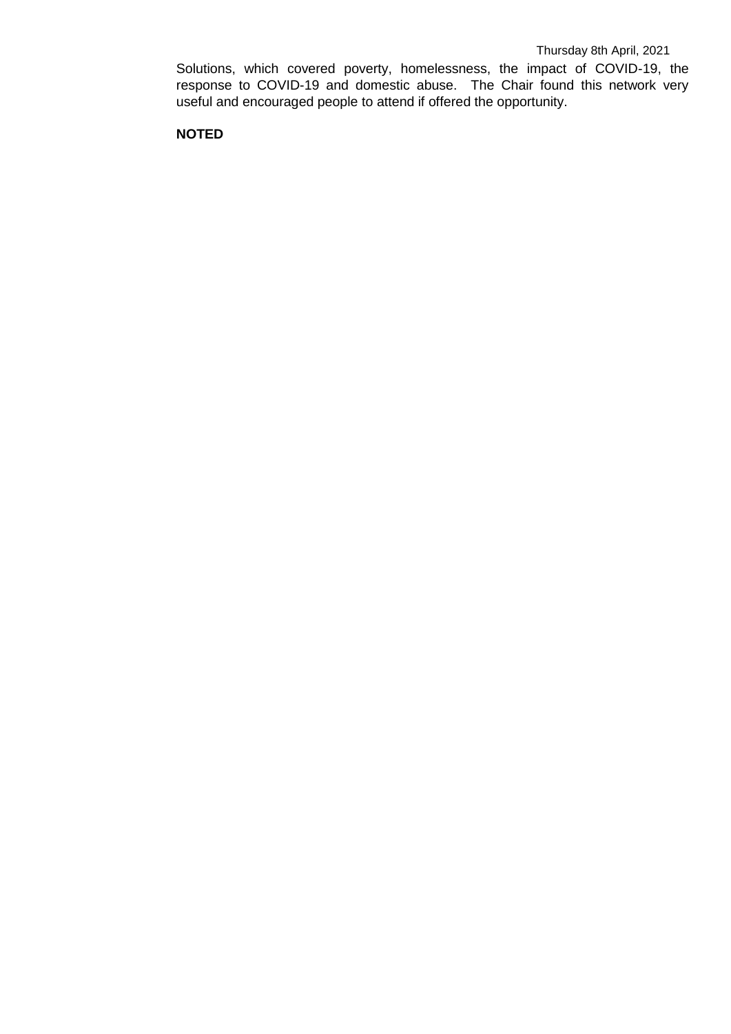Solutions, which covered poverty, homelessness, the impact of COVID-19, the response to COVID-19 and domestic abuse. The Chair found this network very useful and encouraged people to attend if offered the opportunity.

**NOTED**